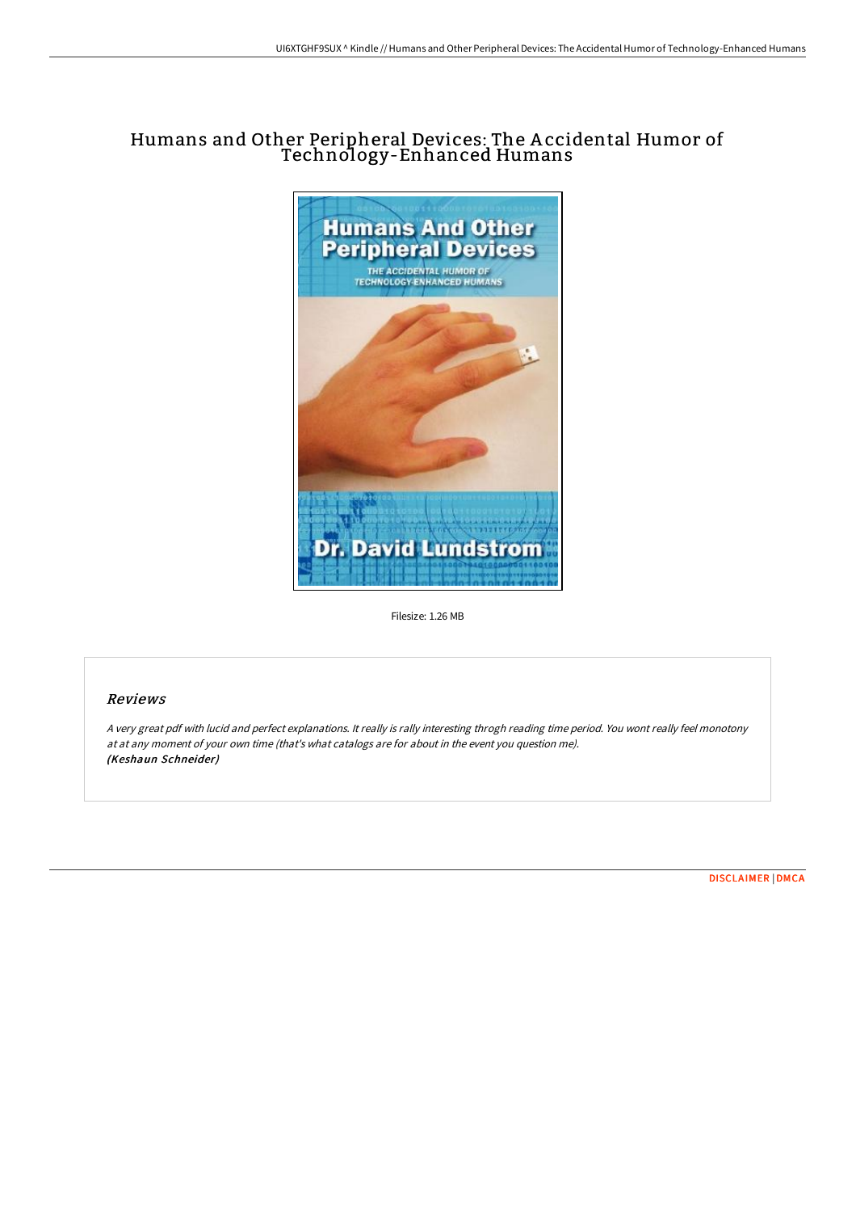# Humans and Other Peripheral Devices: The Accidental Humor of Technology-Enhanced Humans

Filesize: 1.26 MB

## Reviews

*A very great pdf with lucid and perfect explanations. It really is rally interesting throgh reading time period. You wont really feel monotony at at any moment of your own time (that's what catalogs are for about in the event you question me).*
***(Keshaun Schneider)***

DISCLAIMER | DMCA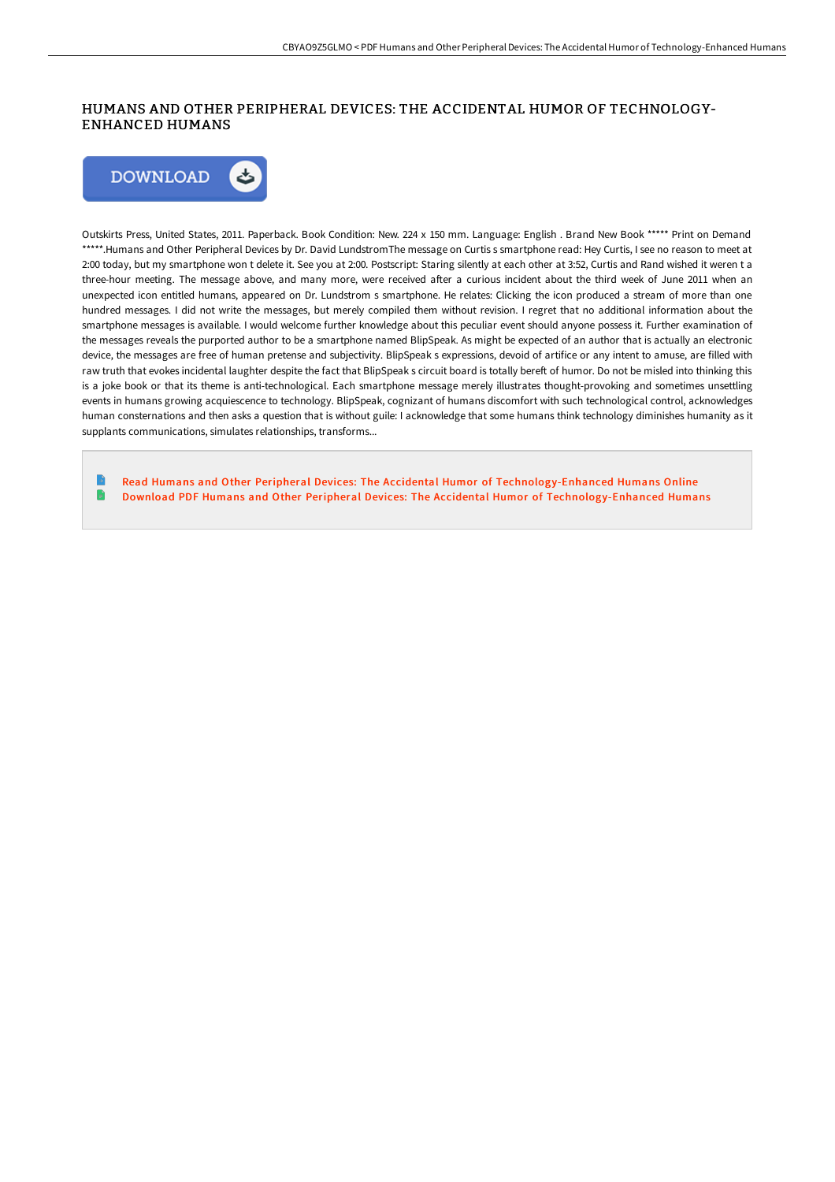# HUMANS AND OTHER PERIPHERAL DEVICES: THE ACCIDENTAL HUMOR OF TECHNOLOGY-ENHANCED HUMANS

DOWNLOAD

Outskirts Press, United States, 2011. Paperback. Book Condition: New. 224 x 150 mm. Language: English . Brand New Book ***** Print on Demand *****.Humans and Other Peripheral Devices by Dr. David LundstromThe message on Curtis s smartphone read: Hey Curtis, I see no reason to meet at 2:00 today, but my smartphone won t delete it. See you at 2:00. Postscript: Staring silently at each other at 3:52, Curtis and Rand wished it weren t a three-hour meeting. The message above, and many more, were received after a curious incident about the third week of June 2011 when an unexpected icon entitled humans, appeared on Dr. Lundstrom s smartphone. He relates: Clicking the icon produced a stream of more than one hundred messages. I did not write the messages, but merely compiled them without revision. I regret that no additional information about the smartphone messages is available. I would welcome further knowledge about this peculiar event should anyone possess it. Further examination of the messages reveals the purported author to be a smartphone named BlipSpeak. As might be expected of an author that is actually an electronic device, the messages are free of human pretense and subjectivity. BlipSpeak s expressions, devoid of artifice or any intent to amuse, are filled with raw truth that evokes incidental laughter despite the fact that BlipSpeak s circuit board is totally bereft of humor. Do not be misled into thinking this is a joke book or that its theme is anti-technological. Each smartphone message merely illustrates thought-provoking and sometimes unsettling events in humans growing acquiescence to technology. BlipSpeak, cognizant of humans discomfort with such technological control, acknowledges human consternations and then asks a question that is without guile: I acknowledge that some humans think technology diminishes humanity as it supplants communications, simulates relationships, transforms...

Read Humans and Other Peripheral Devices: The Accidental Humor of Technology-Enhanced Humans Online
Download PDF Humans and Other Peripheral Devices: The Accidental Humor of Technology-Enhanced Humans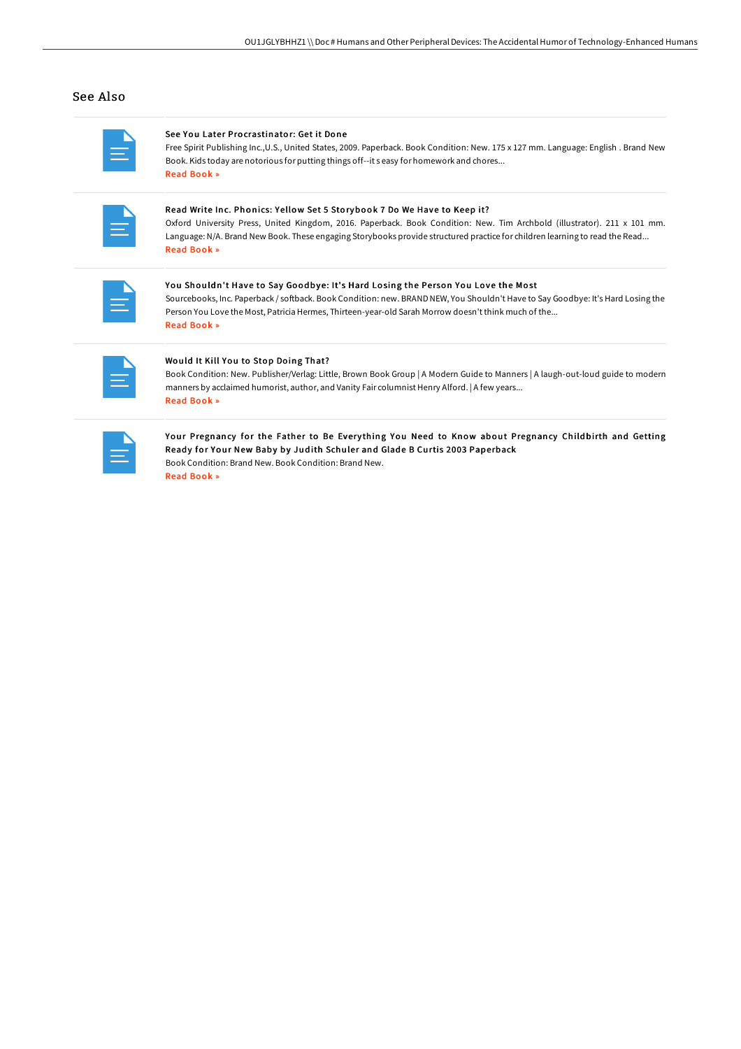## See Also

### See You Later Procrastinator: Get it Done

Free Spirit Publishing Inc.,U.S., United States, 2009. Paperback. Book Condition: New. 175 x 127 mm. Language: English . Brand New Book. Kids today are notorious for putting things off--it s easy for homework and chores...

Read Book »

### Read Write Inc. Phonics: Yellow Set 5 Storybook 7 Do We Have to Keep it?

Oxford University Press, United Kingdom, 2016. Paperback. Book Condition: New. Tim Archbold (illustrator). 211 x 101 mm. Language: N/A. Brand New Book. These engaging Storybooks provide structured practice for children learning to read the Read...

Read Book »

### You Shouldn't Have to Say Goodbye: It's Hard Losing the Person You Love the Most

Sourcebooks, Inc. Paperback / softback. Book Condition: new. BRAND NEW, You Shouldn't Have to Say Goodbye: It's Hard Losing the Person You Love the Most, Patricia Hermes, Thirteen-year-old Sarah Morrow doesn't think much of the...

Read Book »

### Would It Kill You to Stop Doing That?

Book Condition: New. Publisher/Verlag: Little, Brown Book Group | A Modern Guide to Manners | A laugh-out-loud guide to modern manners by acclaimed humorist, author, and Vanity Fair columnist Henry Alford. | A few years...

Read Book »

### Your Pregnancy for the Father to Be Everything You Need to Know about Pregnancy Childbirth and Getting Ready for Your New Baby by Judith Schuler and Glade B Curtis 2003 Paperback

Book Condition: Brand New. Book Condition: Brand New.

Read Book »